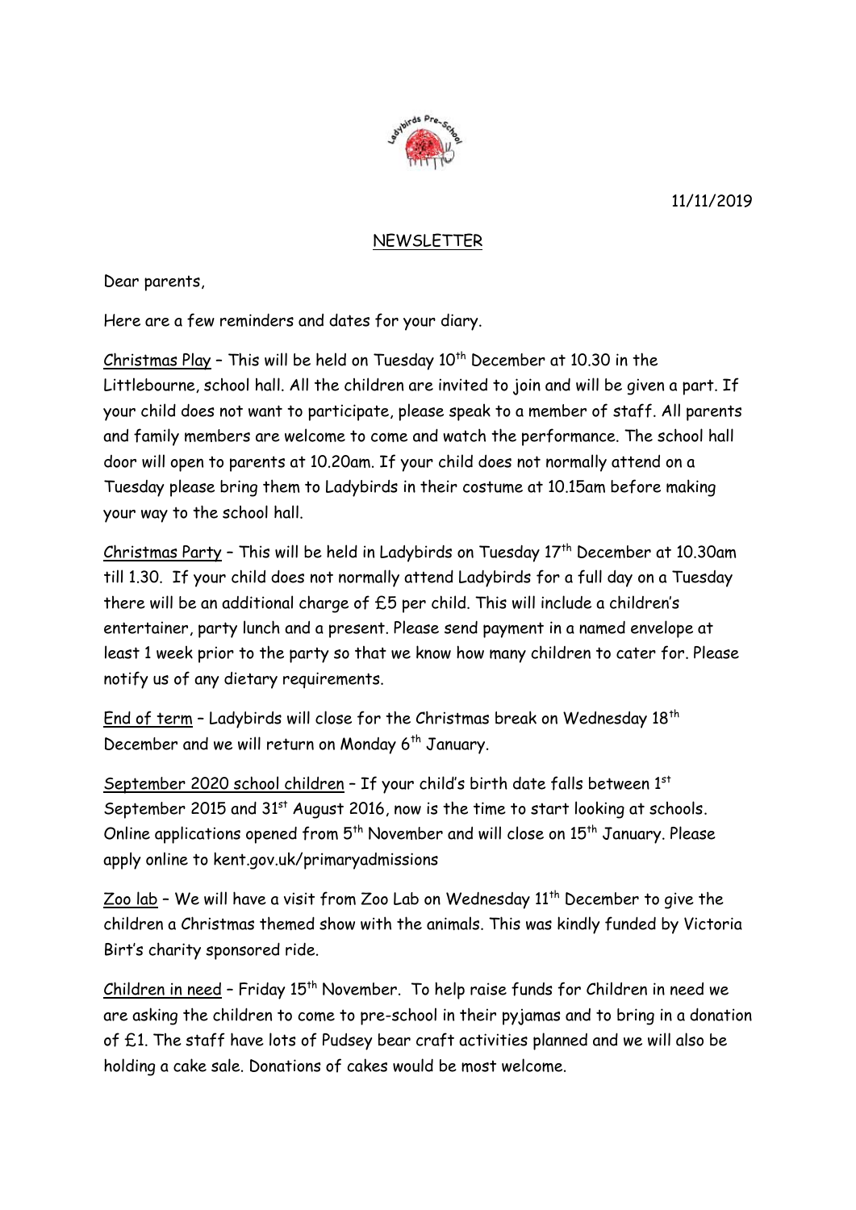11/11/2019

NEWSLETTER

Dear parents,

Here are a few reminders and dates for your diary.

Christmas Play – This will be held on Tuesday 10th December at 10.30 in the Littlebourne, school hall. All the children are invited to join and will be given a part. If your child does not want to participate, please speak to a member of staff. All parents and family members are welcome to come and watch the performance. The school hall door will open to parents at 10.20am. If your child does not normally attend on a Tuesday please bring them to Ladybirds in their costume at 10.15am before making your way to the school hall.

Christmas Party – This will be held in Ladybirds on Tuesday 17th December at 10.30am till 1.30. If your child does not normally attend Ladybirds for a full day on a Tuesday there will be an additional charge of £5 per child. This will include a children's entertainer, party lunch and a present. Please send payment in a named envelope at least 1 week prior to the party so that we know how many children to cater for. Please notify us of any dietary requirements.

End of term – Ladybirds will close for the Christmas break on Wednesday 18th December and we will return on Monday 6th January.

September 2020 school children – If your child's birth date falls between 1st September 2015 and 31st August 2016, now is the time to start looking at schools. Online applications opened from 5th November and will close on 15th January. Please apply online to kent.gov.uk/primaryadmissions

Zoo lab – We will have a visit from Zoo Lab on Wednesday 11th December to give the children a Christmas themed show with the animals. This was kindly funded by Victoria Birt's charity sponsored ride.

Children in need – Friday 15th November. To help raise funds for Children in need we are asking the children to come to pre-school in their pyjamas and to bring in a donation of £1. The staff have lots of Pudsey bear craft activities planned and we will also be holding a cake sale. Donations of cakes would be most welcome.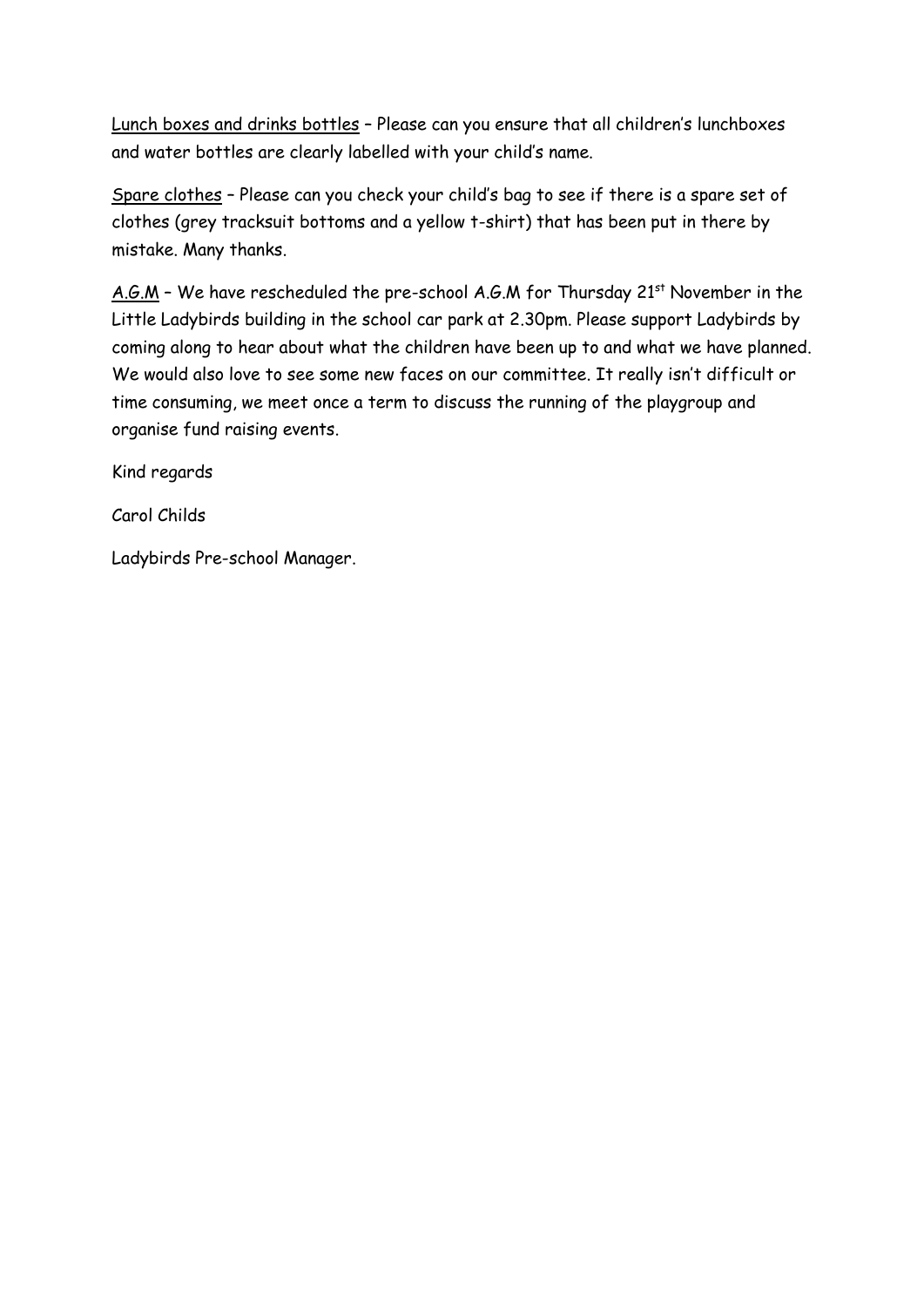<u>Lunch boxes and drinks bottles</u> – Please can you ensure that all children's lunchboxes and water bottles are clearly labelled with your child's name.

<u>Spare clothes</u> – Please can you check your child's bag to see if there is a spare set of clothes (grey tracksuit bottoms and a yellow t-shirt) that has been put in there by mistake. Many thanks.

<u>A.G.M</u> – We have rescheduled the pre-school A.G.M for Thursday 21st November in the Little Ladybirds building in the school car park at 2.30pm. Please support Ladybirds by coming along to hear about what the children have been up to and what we have planned. We would also love to see some new faces on our committee. It really isn't difficult or time consuming, we meet once a term to discuss the running of the playgroup and organise fund raising events.

Kind regards

Carol Childs

Ladybirds Pre-school Manager.